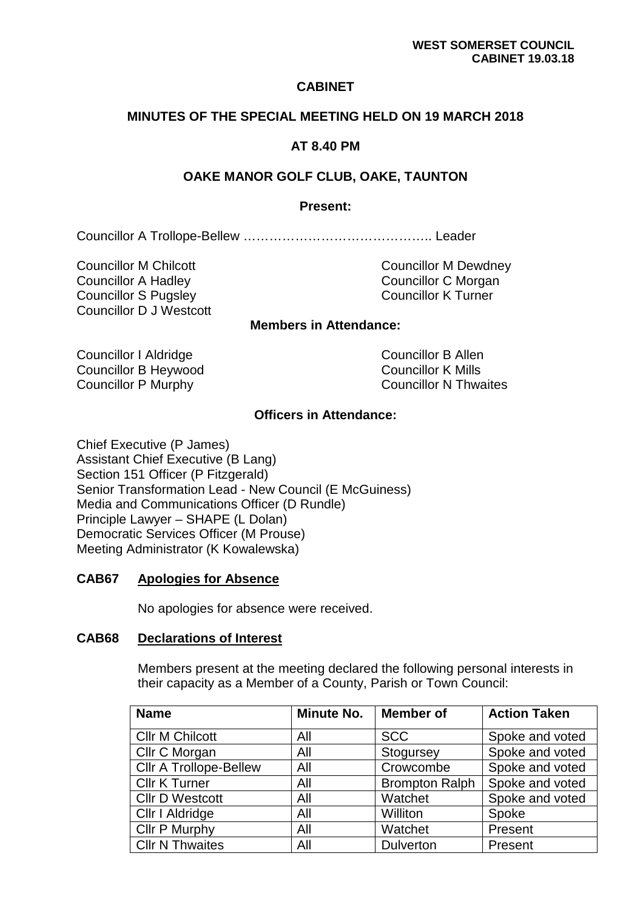**WEST SOMERSET COUNCIL**
**CABINET 19.03.18**

# CABINET

## MINUTES OF THE SPECIAL MEETING HELD ON 19 MARCH 2018

## AT 8.40 PM

## OAKE MANOR GOLF CLUB, OAKE, TAUNTON

### Present:

Councillor A Trollope-Bellew …………………………………….. Leader

Councillor M Chilcott
Councillor M Dewdney
Councillor A Hadley
Councillor C Morgan
Councillor S Pugsley
Councillor K Turner
Councillor D J Westcott

### Members in Attendance:

Councillor I Aldridge
Councillor B Allen
Councillor B Heywood
Councillor K Mills
Councillor P Murphy
Councillor N Thwaites

### Officers in Attendance:

Chief Executive (P James)
Assistant Chief Executive (B Lang)
Section 151 Officer (P Fitzgerald)
Senior Transformation Lead - New Council (E McGuiness)
Media and Communications Officer (D Rundle)
Principle Lawyer – SHAPE (L Dolan)
Democratic Services Officer (M Prouse)
Meeting Administrator (K Kowalewska)

### CAB67 Apologies for Absence

No apologies for absence were received.

### CAB68 Declarations of Interest

Members present at the meeting declared the following personal interests in their capacity as a Member of a County, Parish or Town Council:

| Name | Minute No. | Member of | Action Taken |
|---|---|---|---|
| Cllr M Chilcott | All | SCC | Spoke and voted |
| Cllr C Morgan | All | Stogursey | Spoke and voted |
| Cllr A Trollope-Bellew | All | Crowcombe | Spoke and voted |
| Cllr K Turner | All | Brompton Ralph | Spoke and voted |
| Cllr D Westcott | All | Watchet | Spoke and voted |
| Cllr I Aldridge | All | Williton | Spoke |
| Cllr P Murphy | All | Watchet | Present |
| Cllr N Thwaites | All | Dulverton | Present |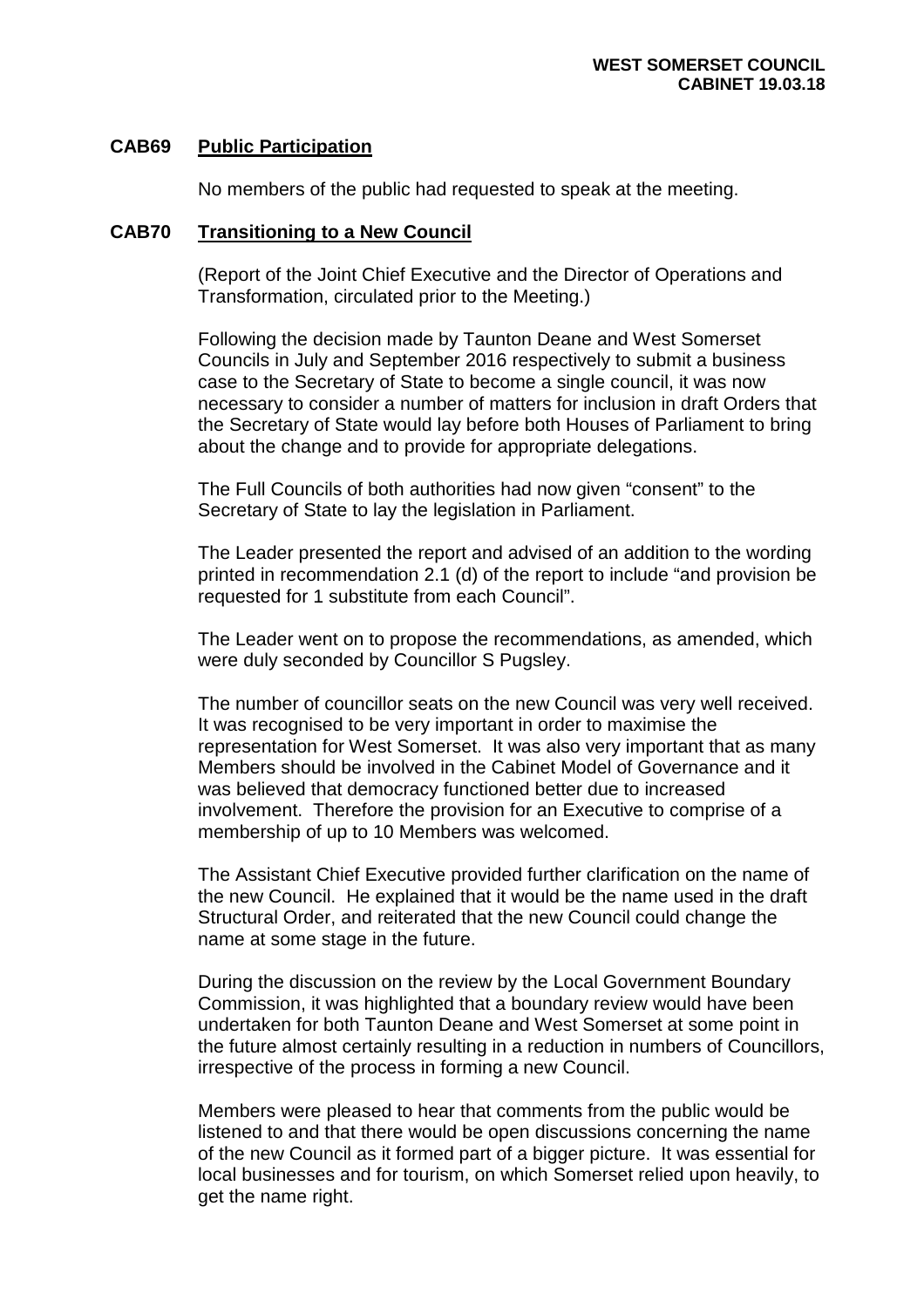## CAB69 Public Participation

No members of the public had requested to speak at the meeting.

## CAB70 Transitioning to a New Council

(Report of the Joint Chief Executive and the Director of Operations and Transformation, circulated prior to the Meeting.)

Following the decision made by Taunton Deane and West Somerset Councils in July and September 2016 respectively to submit a business case to the Secretary of State to become a single council, it was now necessary to consider a number of matters for inclusion in draft Orders that the Secretary of State would lay before both Houses of Parliament to bring about the change and to provide for appropriate delegations.

The Full Councils of both authorities had now given "consent" to the Secretary of State to lay the legislation in Parliament.

The Leader presented the report and advised of an addition to the wording printed in recommendation 2.1 (d) of the report to include "and provision be requested for 1 substitute from each Council".

The Leader went on to propose the recommendations, as amended, which were duly seconded by Councillor S Pugsley.

The number of councillor seats on the new Council was very well received. It was recognised to be very important in order to maximise the representation for West Somerset. It was also very important that as many Members should be involved in the Cabinet Model of Governance and it was believed that democracy functioned better due to increased involvement. Therefore the provision for an Executive to comprise of a membership of up to 10 Members was welcomed.

The Assistant Chief Executive provided further clarification on the name of the new Council. He explained that it would be the name used in the draft Structural Order, and reiterated that the new Council could change the name at some stage in the future.

During the discussion on the review by the Local Government Boundary Commission, it was highlighted that a boundary review would have been undertaken for both Taunton Deane and West Somerset at some point in the future almost certainly resulting in a reduction in numbers of Councillors, irrespective of the process in forming a new Council.

Members were pleased to hear that comments from the public would be listened to and that there would be open discussions concerning the name of the new Council as it formed part of a bigger picture. It was essential for local businesses and for tourism, on which Somerset relied upon heavily, to get the name right.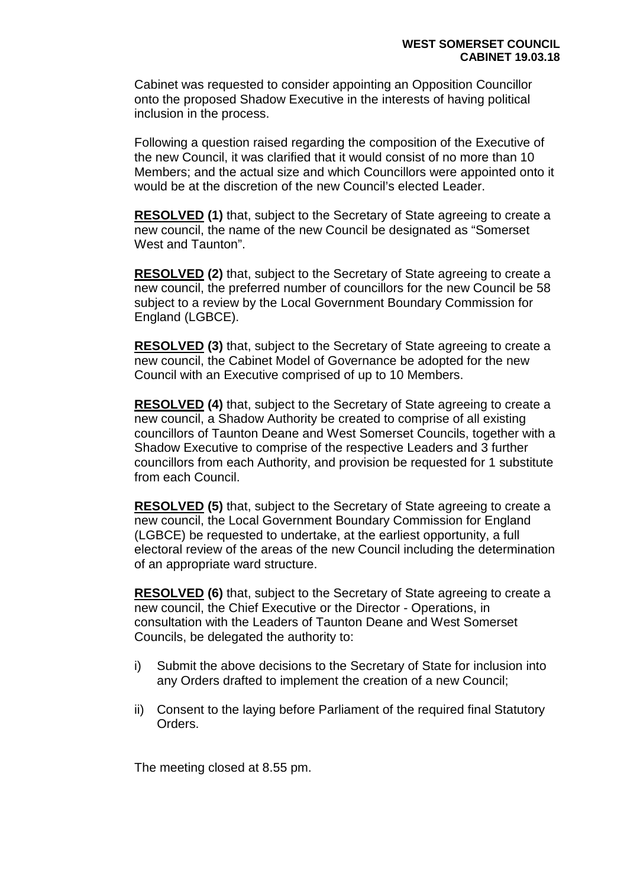Cabinet was requested to consider appointing an Opposition Councillor onto the proposed Shadow Executive in the interests of having political inclusion in the process.

Following a question raised regarding the composition of the Executive of the new Council, it was clarified that it would consist of no more than 10 Members; and the actual size and which Councillors were appointed onto it would be at the discretion of the new Council's elected Leader.

**RESOLVED (1)** that, subject to the Secretary of State agreeing to create a new council, the name of the new Council be designated as "Somerset West and Taunton".

**RESOLVED (2)** that, subject to the Secretary of State agreeing to create a new council, the preferred number of councillors for the new Council be 58 subject to a review by the Local Government Boundary Commission for England (LGBCE).

**RESOLVED (3)** that, subject to the Secretary of State agreeing to create a new council, the Cabinet Model of Governance be adopted for the new Council with an Executive comprised of up to 10 Members.

**RESOLVED (4)** that, subject to the Secretary of State agreeing to create a new council, a Shadow Authority be created to comprise of all existing councillors of Taunton Deane and West Somerset Councils, together with a Shadow Executive to comprise of the respective Leaders and 3 further councillors from each Authority, and provision be requested for 1 substitute from each Council.

**RESOLVED (5)** that, subject to the Secretary of State agreeing to create a new council, the Local Government Boundary Commission for England (LGBCE) be requested to undertake, at the earliest opportunity, a full electoral review of the areas of the new Council including the determination of an appropriate ward structure.

**RESOLVED (6)** that, subject to the Secretary of State agreeing to create a new council, the Chief Executive or the Director - Operations, in consultation with the Leaders of Taunton Deane and West Somerset Councils, be delegated the authority to:

i) Submit the above decisions to the Secretary of State for inclusion into any Orders drafted to implement the creation of a new Council;

ii) Consent to the laying before Parliament of the required final Statutory Orders.

The meeting closed at 8.55 pm.